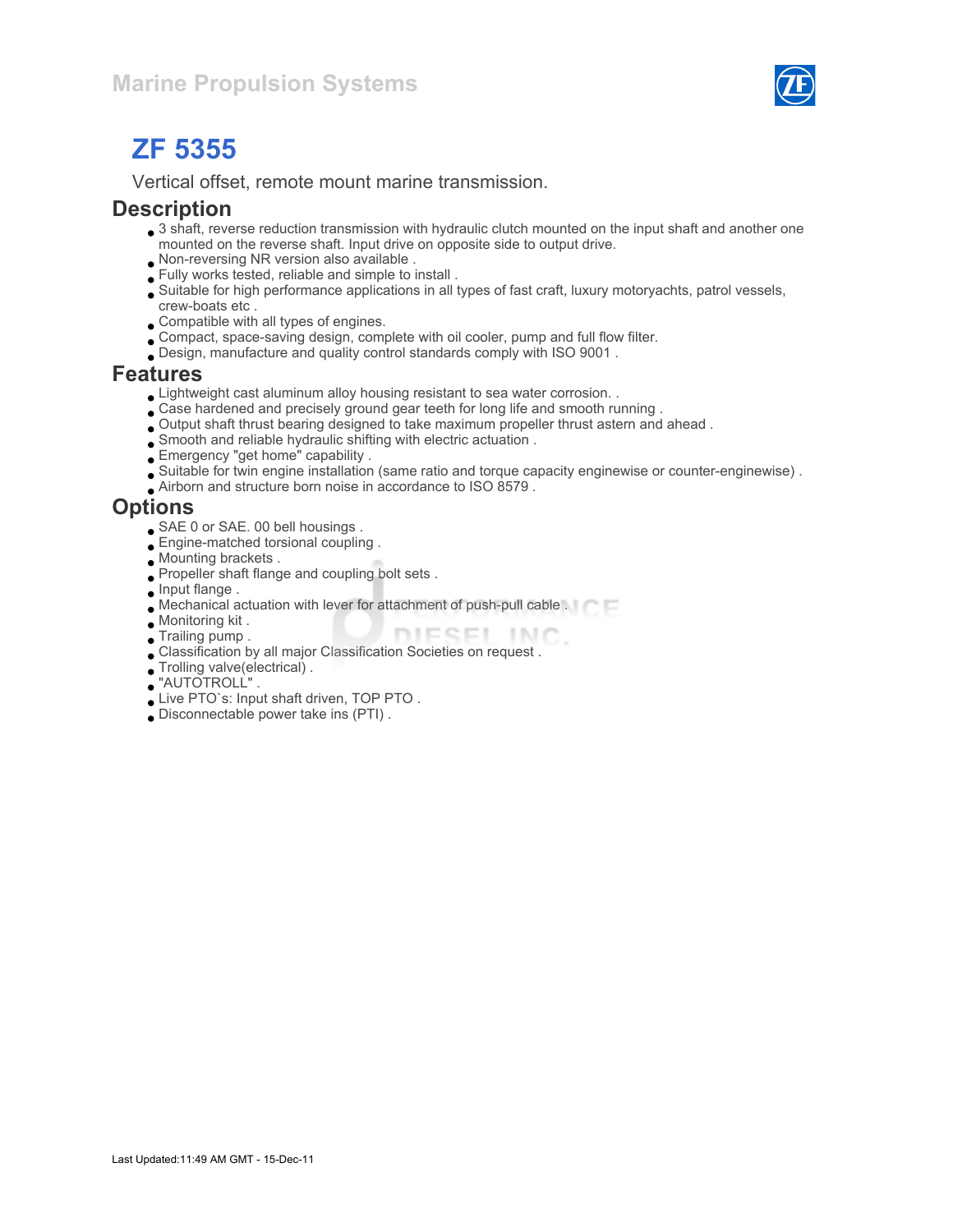Marine Propulsion Systems

# ZF 5355

Vertical offset, remote mount marine transmission.

## Description

- 3 shaft, reverse reduction transmission with hydraulic clutch mounted on the input shaft and another one mounted on the reverse shaft. Input drive on opposite side to output drive.
- Non-reversing NR version also available .
- Fully works tested, reliable and simple to install .
- Suitable for high performance applications in all types of fast craft, luxury motoryachts, patrol vessels, crew-boats etc .
- Compatible with all types of engines.
- Compact, space-saving design, complete with oil cooler, pump and full flow filter.
- Design, manufacture and quality control standards comply with ISO 9001 .

## Features

- Lightweight cast aluminum alloy housing resistant to sea water corrosion. .
- Case hardened and precisely ground gear teeth for long life and smooth running .
- Output shaft thrust bearing designed to take maximum propeller thrust astern and ahead .
- Smooth and reliable hydraulic shifting with electric actuation .
- Emergency "get home" capability .
- Suitable for twin engine installation (same ratio and torque capacity enginewise or counter-enginewise) .
- Airborn and structure born noise in accordance to ISO 8579 .

## Options

- SAE 0 or SAE. 00 bell housings .
- Engine-matched torsional coupling .
- Mounting brackets .
- Propeller shaft flange and coupling bolt sets .
- Input flange .
- Mechanical actuation with lever for attachment of push-pull cable .
- Monitoring kit .
- Trailing pump .
- Classification by all major Classification Societies on request .
- Trolling valve(electrical) .
- "AUTOTROLL" .
- Live PTO`s: Input shaft driven, TOP PTO .
- Disconnectable power take ins (PTI) .

Last Updated:11:49 AM GMT - 15-Dec-11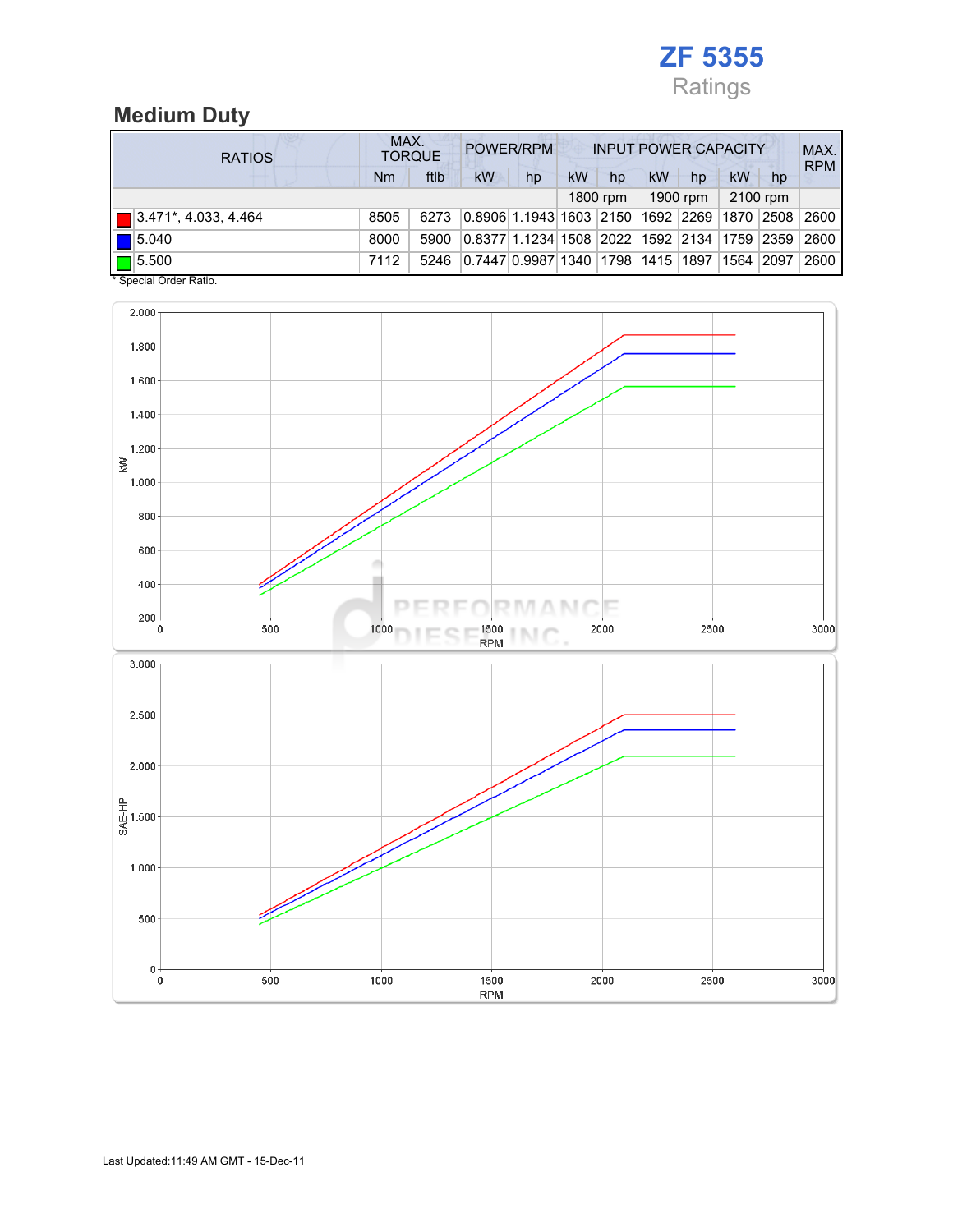## ZF 5355

Ratings

## Medium Duty

| RATIOS | MAX. TORQUE | | POWER/RPM | | INPUT POWER CAPACITY | | | | | | MAX. RPM |
|---|---|---|---|---|---|---|---|---|---|---|---|
| | Nm | ftlb | kW | hp | kW | hp | kW | hp | kW | hp | |
| | | | | | 1800 rpm | | 1900 rpm | | 2100 rpm | | |
| 3.471*, 4.033, 4.464 | 8505 | 6273 | 0.8906 | 1.1943 | 1603 | 2150 | 1692 | 2269 | 1870 | 2508 | 2600 |
| 5.040 | 8000 | 5900 | 0.8377 | 1.1234 | 1508 | 2022 | 1592 | 2134 | 1759 | 2359 | 2600 |
| 5.500 | 7112 | 5246 | 0.7447 | 0.9987 | 1340 | 1798 | 1415 | 1897 | 1564 | 2097 | 2600 |

\* Special Order Ratio.

Last Updated:11:49 AM GMT - 15-Dec-11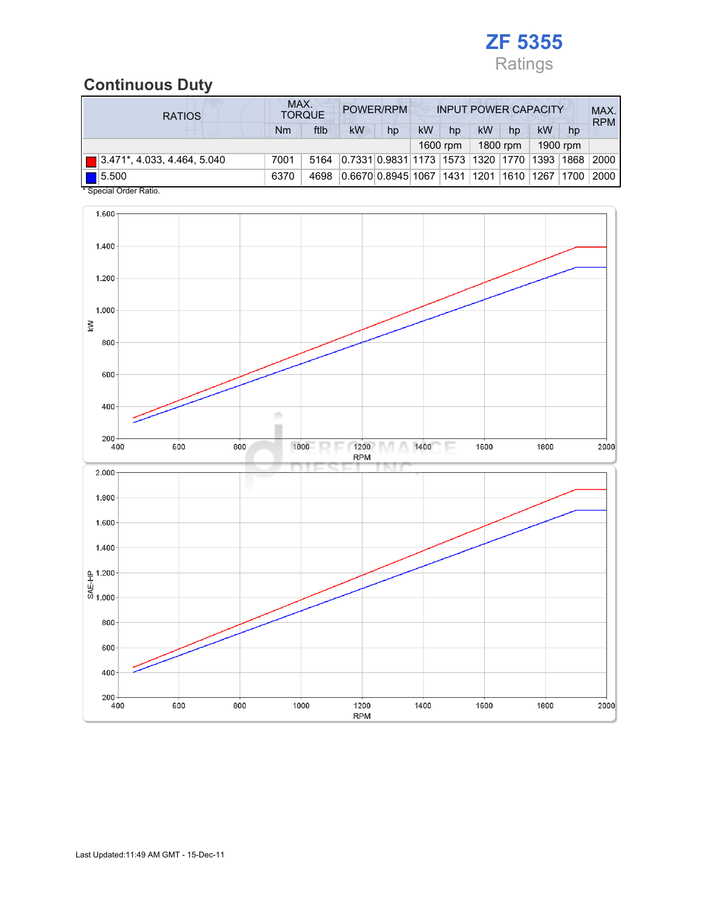# ZF 5355

Ratings

## Continuous Duty

| RATIOS | MAX. TORQUE | | POWER/RPM | | INPUT POWER CAPACITY | | | | | | MAX. RPM |
|---|---|---|---|---|---|---|---|---|---|---|---|
| | Nm | ftlb | kW | hp | kW | hp | kW | hp | kW | hp | |
| | | | | | 1600 rpm | | 1800 rpm | | 1900 rpm | | |
| 3.471*, 4.033, 4.464, 5.040 | 7001 | 5164 | 0.7331 | 0.9831 | 1173 | 1573 | 1320 | 1770 | 1393 | 1868 | 2000 |
| 5.500 | 6370 | 4698 | 0.6670 | 0.8945 | 1067 | 1431 | 1201 | 1610 | 1267 | 1700 | 2000 |

\* Special Order Ratio.

Last Updated:11:49 AM GMT - 15-Dec-11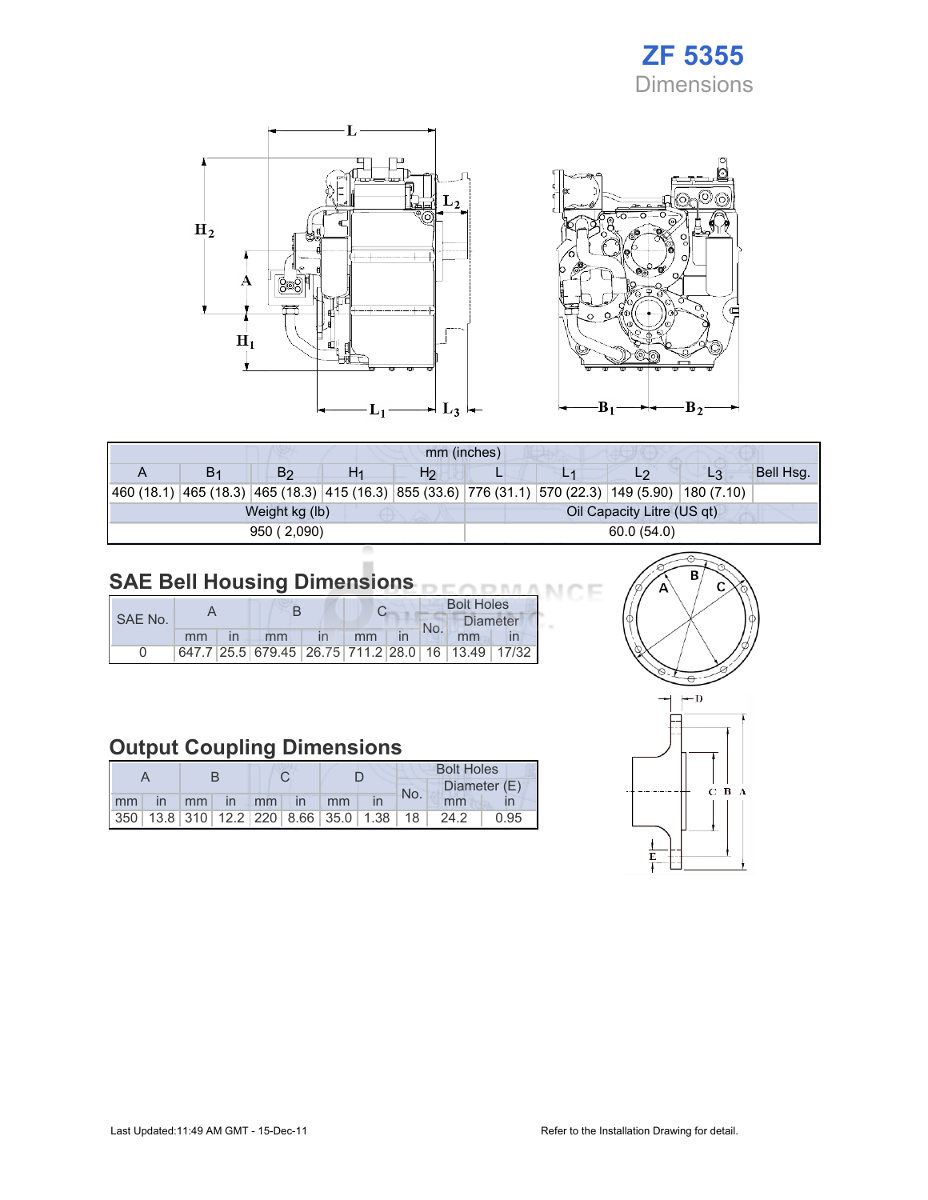# ZF 5355

## Dimensions

| mm (inches) | | | | | | | | | |
|---|---|---|---|---|---|---|---|---|---|
| A | $B_1$ | $B_2$ | $H_1$ | $H_2$ | L | $L_1$ | $L_2$ | $L_3$ | Bell Hsg. |
| 460 (18.1) | 465 (18.3) | 465 (18.3) | 415 (16.3) | 855 (33.6) | 776 (31.1) | 570 (22.3) | 149 (5.90) | 180 (7.10) | |
| Weight kg (lb) | | | | | Oil Capacity Litre (US qt) | | | | |
| 950 ( 2,090) | | | | | 60.0 (54.0) | | | | |

## SAE Bell Housing Dimensions

| SAE No. | A | | B | | C | | Bolt Holes | | |
|---|---|---|---|---|---|---|---|---|---|
| | | | | | | | No. | Diameter | |
| | mm | in | mm | in | mm | in | | mm | in |
| 0 | 647.7 | 25.5 | 679.45 | 26.75 | 711.2 | 28.0 | 16 | 13.49 | 17/32 |

## Output Coupling Dimensions

| A | | B | | C | | D | | Bolt Holes | | |
|---|---|---|---|---|---|---|---|---|---|---|
| | | | | | | | | No. | Diameter (E) | |
| mm | in | mm | in | mm | in | mm | in | | mm | in |
| 350 | 13.8 | 310 | 12.2 | 220 | 8.66 | 35.0 | 1.38 | 18 | 24.2 | 0.95 |

Last Updated:11:49 AM GMT - 15-Dec-11

Refer to the Installation Drawing for detail.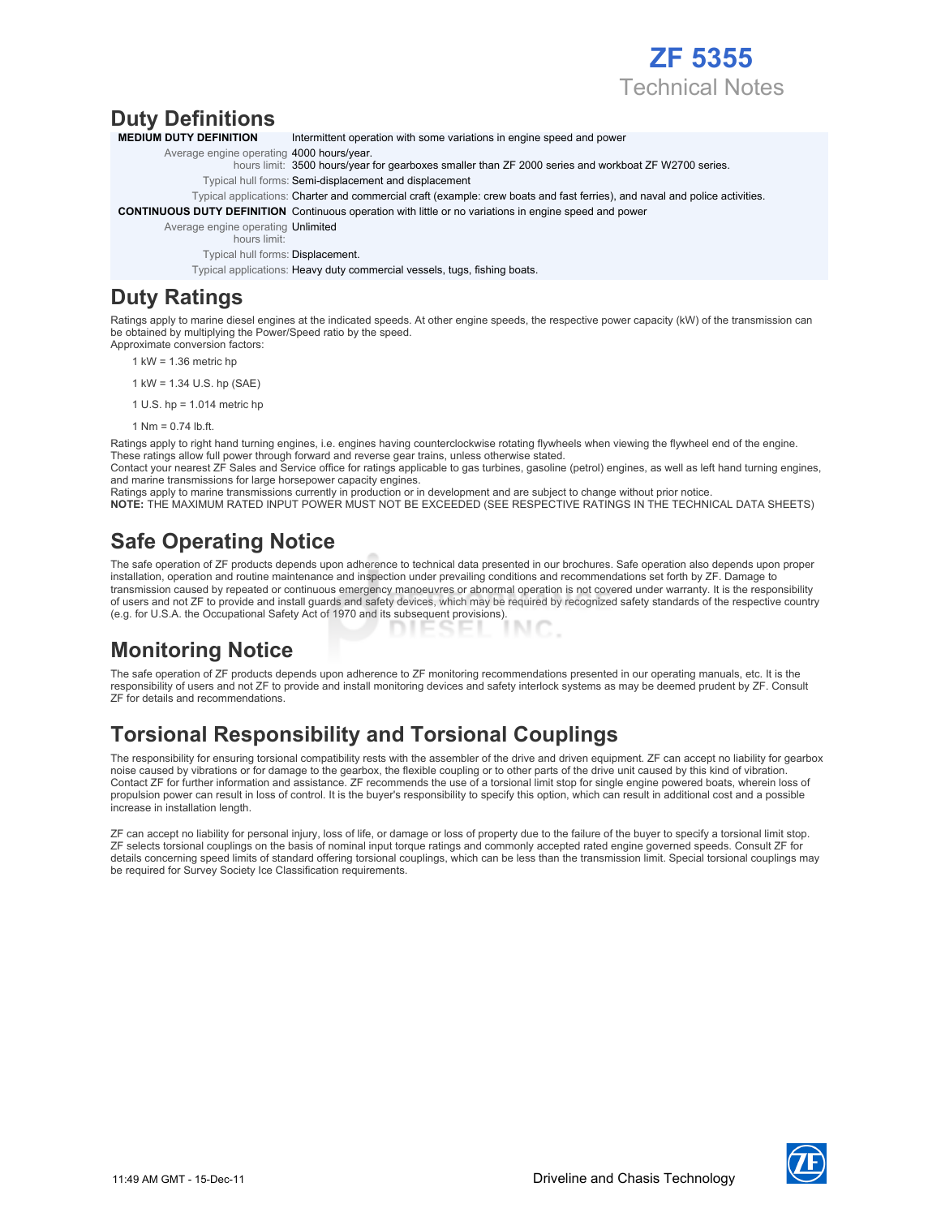# ZF 5355

Technical Notes

## Duty Definitions

| | |
|---|---|
| **MEDIUM DUTY DEFINITION** | Intermittent operation with some variations in engine speed and power |
| Average engine operating hours limit: | 4000 hours/year. 3500 hours/year for gearboxes smaller than ZF 2000 series and workboat ZF W2700 series. |
| Typical hull forms: | Semi-displacement and displacement |
| Typical applications: | Charter and commercial craft (example: crew boats and fast ferries), and naval and police activities. |
| **CONTINUOUS DUTY DEFINITION** | Continuous operation with little or no variations in engine speed and power |
| Average engine operating hours limit: | Unlimited |
| Typical hull forms: | Displacement. |
| Typical applications: | Heavy duty commercial vessels, tugs, fishing boats. |

## Duty Ratings

Ratings apply to marine diesel engines at the indicated speeds. At other engine speeds, the respective power capacity (kW) of the transmission can be obtained by multiplying the Power/Speed ratio by the speed.
Approximate conversion factors:

1 kW = 1.36 metric hp

1 kW = 1.34 U.S. hp (SAE)

1 U.S. hp = 1.014 metric hp

1 Nm = 0.74 lb.ft.

Ratings apply to right hand turning engines, i.e. engines having counterclockwise rotating flywheels when viewing the flywheel end of the engine. These ratings allow full power through forward and reverse gear trains, unless otherwise stated.
Contact your nearest ZF Sales and Service office for ratings applicable to gas turbines, gasoline (petrol) engines, as well as left hand turning engines, and marine transmissions for large horsepower capacity engines.
Ratings apply to marine transmissions currently in production or in development and are subject to change without prior notice.
**NOTE:** THE MAXIMUM RATED INPUT POWER MUST NOT BE EXCEEDED (SEE RESPECTIVE RATINGS IN THE TECHNICAL DATA SHEETS)

## Safe Operating Notice

The safe operation of ZF products depends upon adherence to technical data presented in our brochures. Safe operation also depends upon proper installation, operation and routine maintenance and inspection under prevailing conditions and recommendations set forth by ZF. Damage to transmission caused by repeated or continuous emergency manoeuvres or abnormal operation is not covered under warranty. It is the responsibility of users and not ZF to provide and install guards and safety devices, which may be required by recognized safety standards of the respective country (e.g. for U.S.A. the Occupational Safety Act of 1970 and its subsequent provisions).

## Monitoring Notice

The safe operation of ZF products depends upon adherence to ZF monitoring recommendations presented in our operating manuals, etc. It is the responsibility of users and not ZF to provide and install monitoring devices and safety interlock systems as may be deemed prudent by ZF. Consult ZF for details and recommendations.

## Torsional Responsibility and Torsional Couplings

The responsibility for ensuring torsional compatibility rests with the assembler of the drive and driven equipment. ZF can accept no liability for gearbox noise caused by vibrations or for damage to the gearbox, the flexible coupling or to other parts of the drive unit caused by this kind of vibration. Contact ZF for further information and assistance. ZF recommends the use of a torsional limit stop for single engine powered boats, wherein loss of propulsion power can result in loss of control. It is the buyer's responsibility to specify this option, which can result in additional cost and a possible increase in installation length.

ZF can accept no liability for personal injury, loss of life, or damage or loss of property due to the failure of the buyer to specify a torsional limit stop. ZF selects torsional couplings on the basis of nominal input torque ratings and commonly accepted rated engine governed speeds. Consult ZF for details concerning speed limits of standard offering torsional couplings, which can be less than the transmission limit. Special torsional couplings may be required for Survey Society Ice Classification requirements.

11:49 AM GMT - 15-Dec-11

Driveline and Chasis Technology